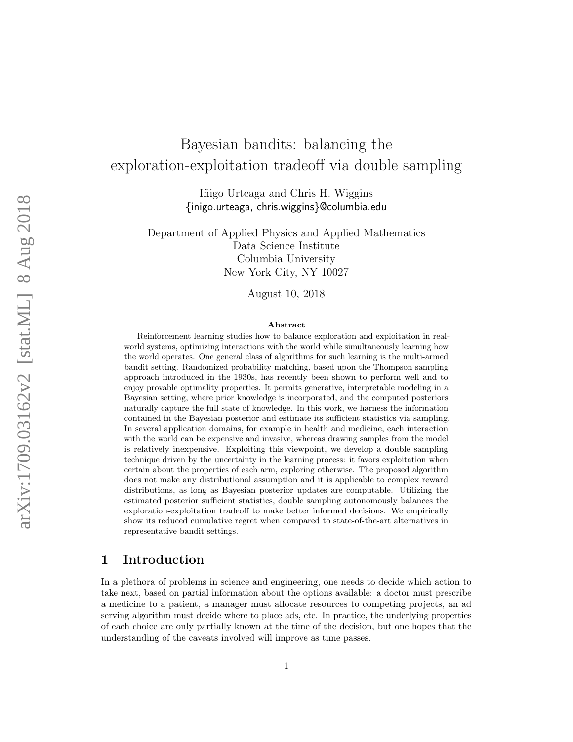# Bayesian bandits: balancing the exploration-exploitation tradeoff via double sampling

Iñigo Urteaga and Chris H. Wiggins
{inigo.urteaga, chris.wiggins}@columbia.edu

Department of Applied Physics and Applied Mathematics
Data Science Institute
Columbia University
New York City, NY 10027

August 10, 2018

**Abstract**

Reinforcement learning studies how to balance exploration and exploitation in real-world systems, optimizing interactions with the world while simultaneously learning how the world operates. One general class of algorithms for such learning is the multi-armed bandit setting. Randomized probability matching, based upon the Thompson sampling approach introduced in the 1930s, has recently been shown to perform well and to enjoy provable optimality properties. It permits generative, interpretable modeling in a Bayesian setting, where prior knowledge is incorporated, and the computed posteriors naturally capture the full state of knowledge. In this work, we harness the information contained in the Bayesian posterior and estimate its sufficient statistics via sampling. In several application domains, for example in health and medicine, each interaction with the world can be expensive and invasive, whereas drawing samples from the model is relatively inexpensive. Exploiting this viewpoint, we develop a double sampling technique driven by the uncertainty in the learning process: it favors exploitation when certain about the properties of each arm, exploring otherwise. The proposed algorithm does not make any distributional assumption and it is applicable to complex reward distributions, as long as Bayesian posterior updates are computable. Utilizing the estimated posterior sufficient statistics, double sampling autonomously balances the exploration-exploitation tradeoff to make better informed decisions. We empirically show its reduced cumulative regret when compared to state-of-the-art alternatives in representative bandit settings.

## 1 Introduction

In a plethora of problems in science and engineering, one needs to decide which action to take next, based on partial information about the options available: a doctor must prescribe a medicine to a patient, a manager must allocate resources to competing projects, an ad serving algorithm must decide where to place ads, etc. In practice, the underlying properties of each choice are only partially known at the time of the decision, but one hopes that the understanding of the caveats involved will improve as time passes.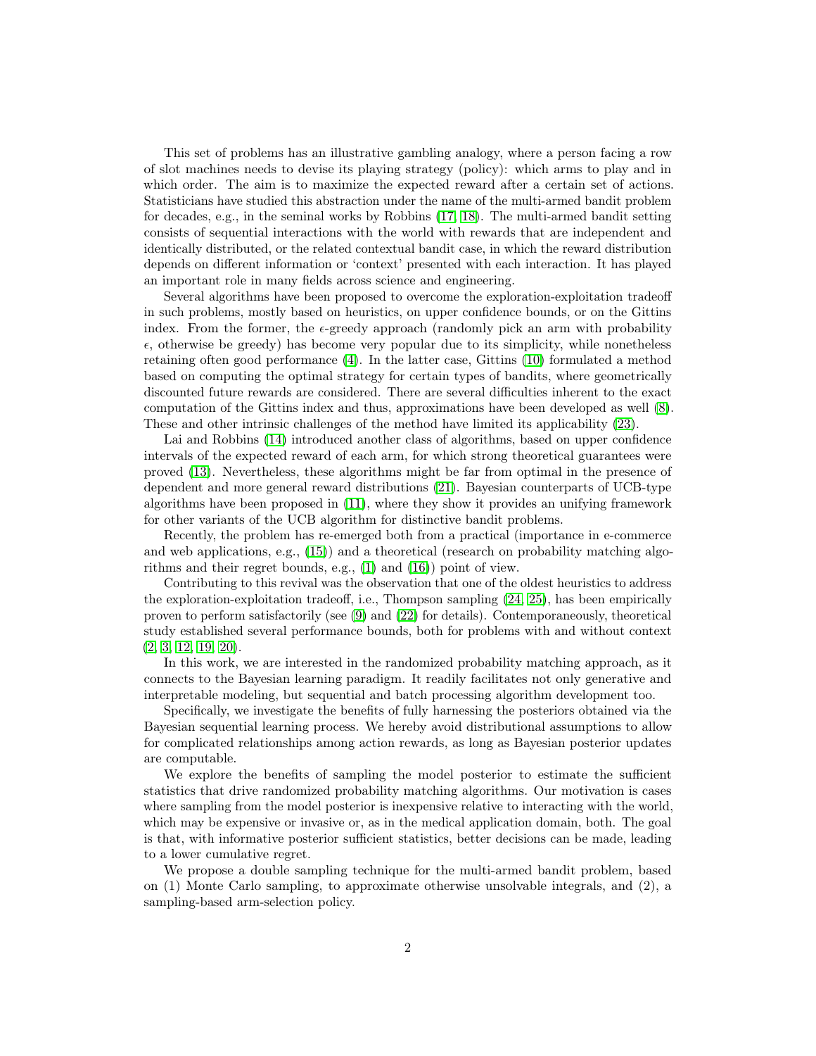This set of problems has an illustrative gambling analogy, where a person facing a row of slot machines needs to devise its playing strategy (policy): which arms to play and in which order. The aim is to maximize the expected reward after a certain set of actions. Statisticians have studied this abstraction under the name of the multi-armed bandit problem for decades, e.g., in the seminal works by Robbins [17, 18]. The multi-armed bandit setting consists of sequential interactions with the world with rewards that are independent and identically distributed, or the related contextual bandit case, in which the reward distribution depends on different information or 'context' presented with each interaction. It has played an important role in many fields across science and engineering.

Several algorithms have been proposed to overcome the exploration-exploitation tradeoff in such problems, mostly based on heuristics, on upper confidence bounds, or on the Gittins index. From the former, the $\epsilon$-greedy approach (randomly pick an arm with probability $\epsilon$, otherwise be greedy) has become very popular due to its simplicity, while nonetheless retaining often good performance [4]. In the latter case, Gittins [10] formulated a method based on computing the optimal strategy for certain types of bandits, where geometrically discounted future rewards are considered. There are several difficulties inherent to the exact computation of the Gittins index and thus, approximations have been developed as well [8]. These and other intrinsic challenges of the method have limited its applicability [23].

Lai and Robbins [14] introduced another class of algorithms, based on upper confidence intervals of the expected reward of each arm, for which strong theoretical guarantees were proved [13]. Nevertheless, these algorithms might be far from optimal in the presence of dependent and more general reward distributions [21]. Bayesian counterparts of UCB-type algorithms have been proposed in [11], where they show it provides an unifying framework for other variants of the UCB algorithm for distinctive bandit problems.

Recently, the problem has re-emerged both from a practical (importance in e-commerce and web applications, e.g., [15]) and a theoretical (research on probability matching algorithms and their regret bounds, e.g., [1] and [16]) point of view.

Contributing to this revival was the observation that one of the oldest heuristics to address the exploration-exploitation tradeoff, i.e., Thompson sampling [24, 25], has been empirically proven to perform satisfactorily (see [9] and [22] for details). Contemporaneously, theoretical study established several performance bounds, both for problems with and without context [2, 3, 12, 19, 20].

In this work, we are interested in the randomized probability matching approach, as it connects to the Bayesian learning paradigm. It readily facilitates not only generative and interpretable modeling, but sequential and batch processing algorithm development too.

Specifically, we investigate the benefits of fully harnessing the posteriors obtained via the Bayesian sequential learning process. We hereby avoid distributional assumptions to allow for complicated relationships among action rewards, as long as Bayesian posterior updates are computable.

We explore the benefits of sampling the model posterior to estimate the sufficient statistics that drive randomized probability matching algorithms. Our motivation is cases where sampling from the model posterior is inexpensive relative to interacting with the world, which may be expensive or invasive or, as in the medical application domain, both. The goal is that, with informative posterior sufficient statistics, better decisions can be made, leading to a lower cumulative regret.

We propose a double sampling technique for the multi-armed bandit problem, based on (1) Monte Carlo sampling, to approximate otherwise unsolvable integrals, and (2), a sampling-based arm-selection policy.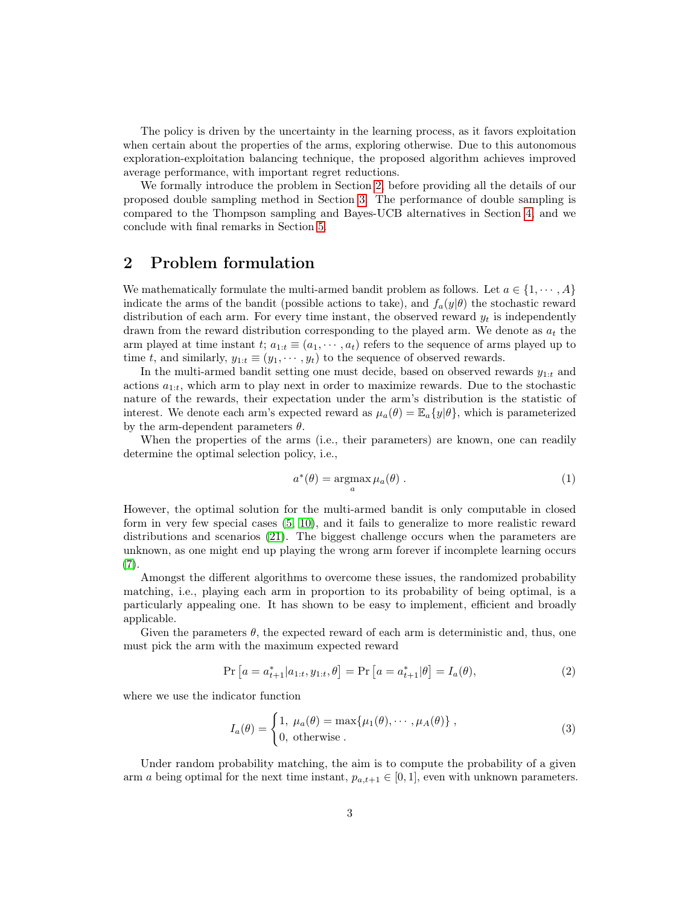The policy is driven by the uncertainty in the learning process, as it favors exploitation when certain about the properties of the arms, exploring otherwise. Due to this autonomous exploration-exploitation balancing technique, the proposed algorithm achieves improved average performance, with important regret reductions.

We formally introduce the problem in Section 2, before providing all the details of our proposed double sampling method in Section 3. The performance of double sampling is compared to the Thompson sampling and Bayes-UCB alternatives in Section 4, and we conclude with final remarks in Section 5.

## 2 Problem formulation

We mathematically formulate the multi-armed bandit problem as follows. Let $a \in \{1, \cdots, A\}$ indicate the arms of the bandit (possible actions to take), and $f_a(y|\theta)$ the stochastic reward distribution of each arm. For every time instant, the observed reward $y_t$ is independently drawn from the reward distribution corresponding to the played arm. We denote as $a_t$ the arm played at time instant $t$; $a_{1:t} \equiv (a_1, \cdots, a_t)$ refers to the sequence of arms played up to time $t$, and similarly, $y_{1:t} \equiv (y_1, \cdots, y_t)$ to the sequence of observed rewards.

In the multi-armed bandit setting one must decide, based on observed rewards $y_{1:t}$ and actions $a_{1:t}$, which arm to play next in order to maximize rewards. Due to the stochastic nature of the rewards, their expectation under the arm's distribution is the statistic of interest. We denote each arm's expected reward as $\mu_a(\theta) = \mathbb{E}_a\{y|\theta\}$, which is parameterized by the arm-dependent parameters $\theta$.

When the properties of the arms (i.e., their parameters) are known, one can readily determine the optimal selection policy, i.e.,

$$a^*(\theta) = \underset{a}{\operatorname{argmax}}\, \mu_a(\theta) \ . \tag{1}$$

However, the optimal solution for the multi-armed bandit is only computable in closed form in very few special cases (5, 10), and it fails to generalize to more realistic reward distributions and scenarios (21). The biggest challenge occurs when the parameters are unknown, as one might end up playing the wrong arm forever if incomplete learning occurs (7).

Amongst the different algorithms to overcome these issues, the randomized probability matching, i.e., playing each arm in proportion to its probability of being optimal, is a particularly appealing one. It has shown to be easy to implement, efficient and broadly applicable.

Given the parameters $\theta$, the expected reward of each arm is deterministic and, thus, one must pick the arm with the maximum expected reward

$$\Pr\left[a = a_{t+1}^*|a_{1:t}, y_{1:t}, \theta\right] = \Pr\left[a = a_{t+1}^*|\theta\right] = I_a(\theta), \tag{2}$$

where we use the indicator function

$$I_a(\theta) = \begin{cases} 1, \ \mu_a(\theta) = \max\{\mu_1(\theta), \cdots, \mu_A(\theta)\} \ , \\ 0, \ \text{otherwise} \ . \end{cases} \tag{3}$$

Under random probability matching, the aim is to compute the probability of a given arm $a$ being optimal for the next time instant, $p_{a,t+1} \in [0, 1]$, even with unknown parameters.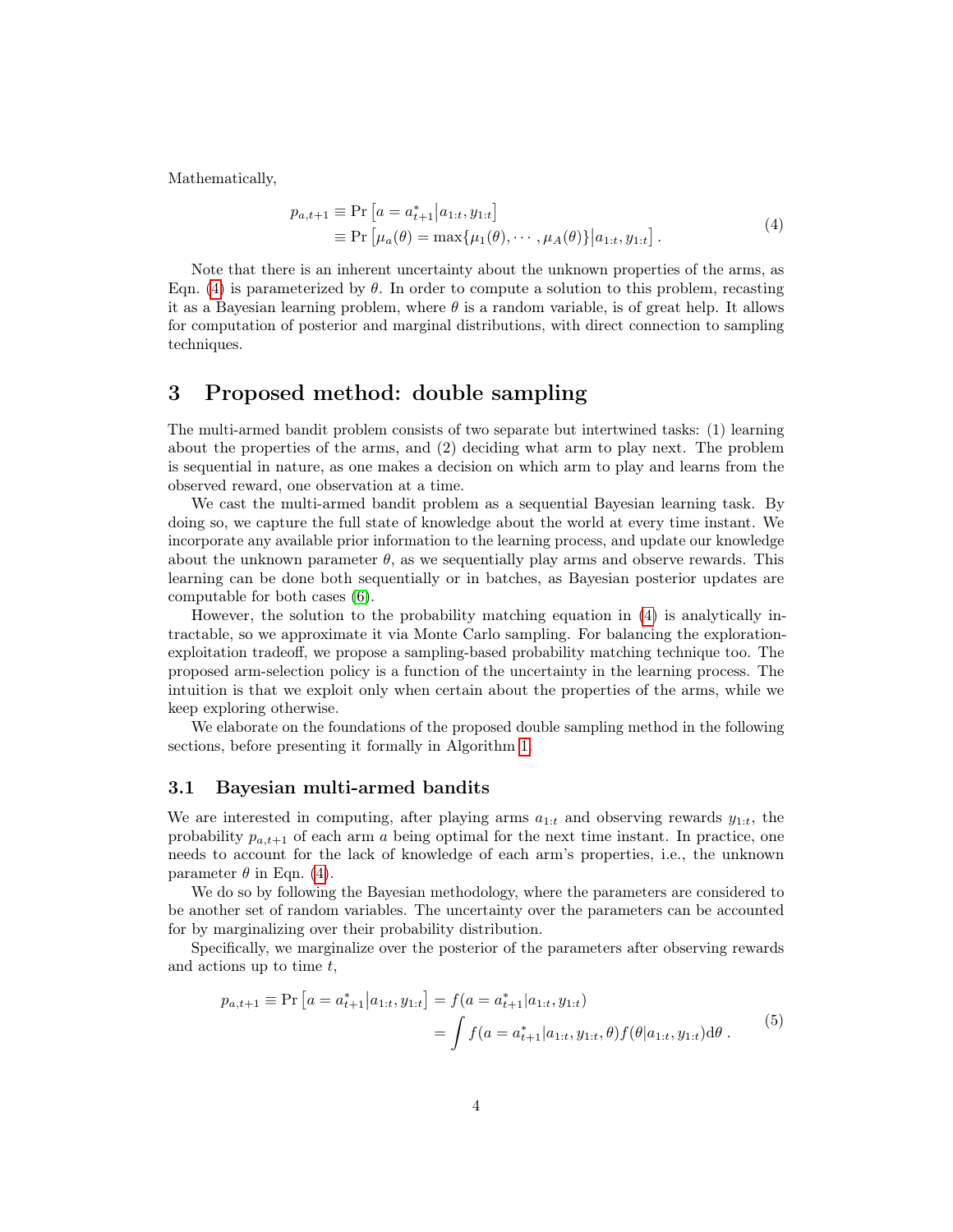Mathematically,

$$
\begin{aligned}
p_{a,t+1} &\equiv \Pr\left[a = a^*_{t+1} \middle| a_{1:t}, y_{1:t}\right] \\
&\equiv \Pr\left[\mu_a(\theta) = \max\{\mu_1(\theta), \cdots, \mu_A(\theta)\} \middle| a_{1:t}, y_{1:t}\right] .
\end{aligned}
\tag{4}
$$

Note that there is an inherent uncertainty about the unknown properties of the arms, as Eqn. (4) is parameterized by $\theta$. In order to compute a solution to this problem, recasting it as a Bayesian learning problem, where $\theta$ is a random variable, is of great help. It allows for computation of posterior and marginal distributions, with direct connection to sampling techniques.

## 3 Proposed method: double sampling

The multi-armed bandit problem consists of two separate but intertwined tasks: (1) learning about the properties of the arms, and (2) deciding what arm to play next. The problem is sequential in nature, as one makes a decision on which arm to play and learns from the observed reward, one observation at a time.

We cast the multi-armed bandit problem as a sequential Bayesian learning task. By doing so, we capture the full state of knowledge about the world at every time instant. We incorporate any available prior information to the learning process, and update our knowledge about the unknown parameter $\theta$, as we sequentially play arms and observe rewards. This learning can be done both sequentially or in batches, as Bayesian posterior updates are computable for both cases (6).

However, the solution to the probability matching equation in (4) is analytically intractable, so we approximate it via Monte Carlo sampling. For balancing the exploration-exploitation tradeoff, we propose a sampling-based probability matching technique too. The proposed arm-selection policy is a function of the uncertainty in the learning process. The intuition is that we exploit only when certain about the properties of the arms, while we keep exploring otherwise.

We elaborate on the foundations of the proposed double sampling method in the following sections, before presenting it formally in Algorithm 1.

### 3.1 Bayesian multi-armed bandits

We are interested in computing, after playing arms $a_{1:t}$ and observing rewards $y_{1:t}$, the probability $p_{a,t+1}$ of each arm $a$ being optimal for the next time instant. In practice, one needs to account for the lack of knowledge of each arm's properties, i.e., the unknown parameter $\theta$ in Eqn. (4).

We do so by following the Bayesian methodology, where the parameters are considered to be another set of random variables. The uncertainty over the parameters can be accounted for by marginalizing over their probability distribution.

Specifically, we marginalize over the posterior of the parameters after observing rewards and actions up to time $t$,

$$
\begin{aligned}
p_{a,t+1} \equiv \Pr\left[a = a^*_{t+1} \middle| a_{1:t}, y_{1:t}\right] &= f(a = a^*_{t+1} | a_{1:t}, y_{1:t}) \\
&= \int f(a = a^*_{t+1} | a_{1:t}, y_{1:t}, \theta) f(\theta | a_{1:t}, y_{1:t}) \mathrm{d}\theta .
\end{aligned}
\tag{5}
$$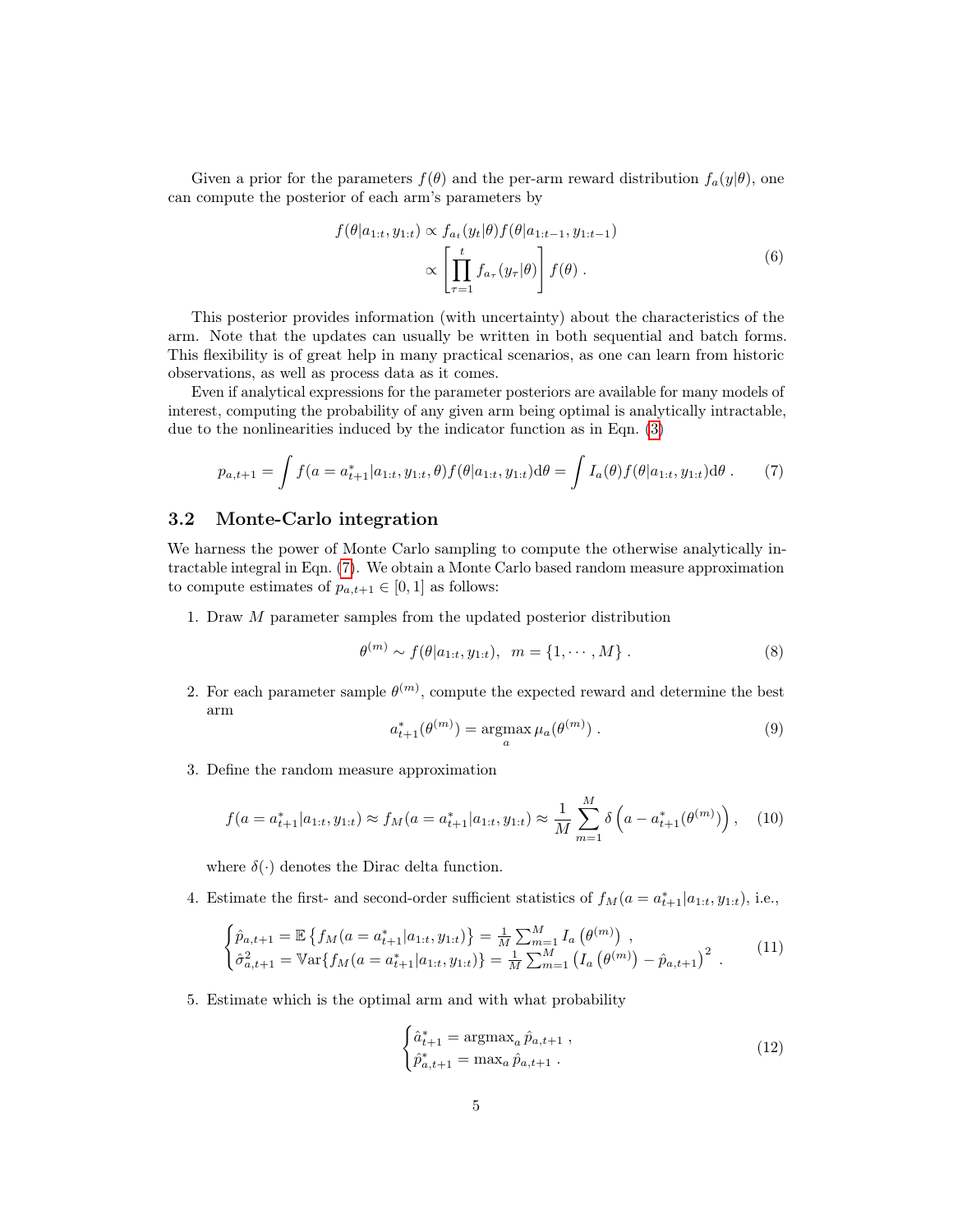Given a prior for the parameters $f(\theta)$ and the per-arm reward distribution $f_a(y|\theta)$, one can compute the posterior of each arm's parameters by

$$
\begin{aligned}
f(\theta|a_{1:t}, y_{1:t}) &\propto f_{a_t}(y_t|\theta) f(\theta|a_{1:t-1}, y_{1:t-1}) \\
&\propto \left[\prod_{\tau=1}^{t} f_{a_\tau}(y_\tau|\theta)\right] f(\theta) \ .
\end{aligned}
\tag{6}
$$

This posterior provides information (with uncertainty) about the characteristics of the arm. Note that the updates can usually be written in both sequential and batch forms. This flexibility is of great help in many practical scenarios, as one can learn from historic observations, as well as process data as it comes.

Even if analytical expressions for the parameter posteriors are available for many models of interest, computing the probability of any given arm being optimal is analytically intractable, due to the nonlinearities induced by the indicator function as in Eqn. (3)

$$
p_{a,t+1} = \int f(a = a^*_{t+1}|a_{1:t}, y_{1:t}, \theta) f(\theta|a_{1:t}, y_{1:t}) \mathrm{d}\theta = \int I_a(\theta) f(\theta|a_{1:t}, y_{1:t}) \mathrm{d}\theta \ . \tag{7}
$$

### 3.2 Monte-Carlo integration

We harness the power of Monte Carlo sampling to compute the otherwise analytically intractable integral in Eqn. (7). We obtain a Monte Carlo based random measure approximation to compute estimates of $p_{a,t+1} \in [0, 1]$ as follows:

1. Draw $M$ parameter samples from the updated posterior distribution

$$
\theta^{(m)} \sim f(\theta|a_{1:t}, y_{1:t}), \ \ m = \{1, \cdots, M\} \ . \tag{8}
$$

2. For each parameter sample $\theta^{(m)}$, compute the expected reward and determine the best arm

$$
a^*_{t+1}(\theta^{(m)}) = \underset{a}{\operatorname{argmax}} \, \mu_a(\theta^{(m)}) \ . \tag{9}
$$

3. Define the random measure approximation

$$
f(a = a^*_{t+1}|a_{1:t}, y_{1:t}) \approx f_M(a = a^*_{t+1}|a_{1:t}, y_{1:t}) \approx \frac{1}{M} \sum_{m=1}^{M} \delta\left(a - a^*_{t+1}(\theta^{(m)})\right) , \tag{10}
$$

   where $\delta(\cdot)$ denotes the Dirac delta function.

4. Estimate the first- and second-order sufficient statistics of $f_M(a = a^*_{t+1}|a_{1:t}, y_{1:t})$, i.e.,

$$
\begin{cases}
\hat{p}_{a,t+1} = \mathbb{E}\left\{f_M(a = a^*_{t+1}|a_{1:t}, y_{1:t})\right\} = \frac{1}{M}\sum_{m=1}^{M} I_a\left(\theta^{(m)}\right) \ , \\
\hat{\sigma}^2_{a,t+1} = \mathbb{V}\mathrm{ar}\{f_M(a = a^*_{t+1}|a_{1:t}, y_{1:t})\} = \frac{1}{M}\sum_{m=1}^{M} \left(I_a\left(\theta^{(m)}\right) - \hat{p}_{a,t+1}\right)^2 \ .
\end{cases}
\tag{11}
$$

5. Estimate which is the optimal arm and with what probability

$$
\begin{cases}
\hat{a}^*_{t+1} = \operatorname{argmax}_a \hat{p}_{a,t+1} \ , \\
\hat{p}^*_{a,t+1} = \max_a \hat{p}_{a,t+1} \ .
\end{cases}
\tag{12}
$$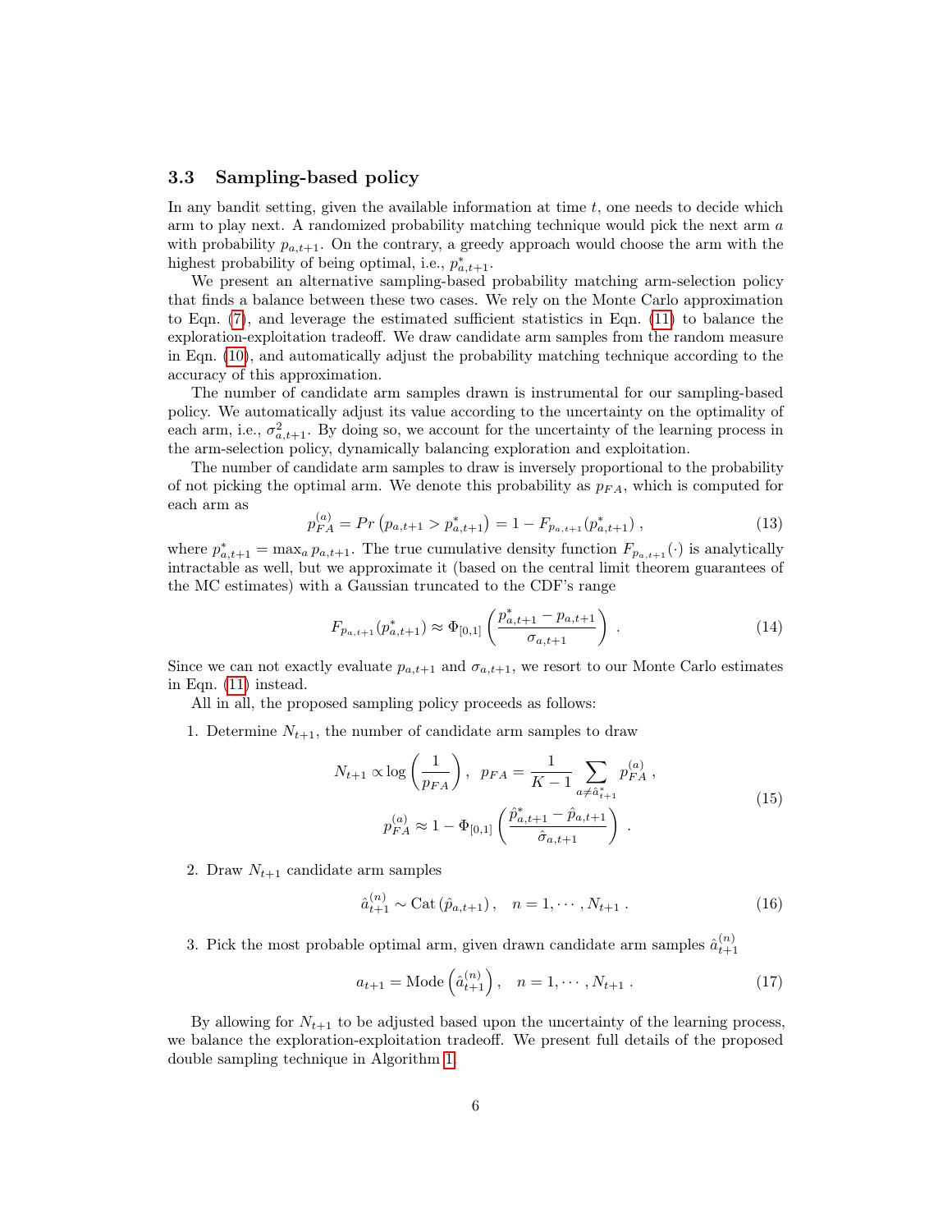### 3.3 Sampling-based policy

In any bandit setting, given the available information at time $t$, one needs to decide which arm to play next. A randomized probability matching technique would pick the next arm $a$ with probability $p_{a,t+1}$. On the contrary, a greedy approach would choose the arm with the highest probability of being optimal, i.e., $p^*_{a,t+1}$.

We present an alternative sampling-based probability matching arm-selection policy that finds a balance between these two cases. We rely on the Monte Carlo approximation to Eqn. (7), and leverage the estimated sufficient statistics in Eqn. (11) to balance the exploration-exploitation tradeoff. We draw candidate arm samples from the random measure in Eqn. (10), and automatically adjust the probability matching technique according to the accuracy of this approximation.

The number of candidate arm samples drawn is instrumental for our sampling-based policy. We automatically adjust its value according to the uncertainty on the optimality of each arm, i.e., $\sigma^2_{a,t+1}$. By doing so, we account for the uncertainty of the learning process in the arm-selection policy, dynamically balancing exploration and exploitation.

The number of candidate arm samples to draw is inversely proportional to the probability of not picking the optimal arm. We denote this probability as $p_{FA}$, which is computed for each arm as

$$p_{FA}^{(a)} = Pr\left(p_{a,t+1} > p^*_{a,t+1}\right) = 1 - F_{p_{a,t+1}}(p^*_{a,t+1}) \ , \tag{13}$$

where $p^*_{a,t+1} = \max_a p_{a,t+1}$. The true cumulative density function $F_{p_{a,t+1}}(\cdot)$ is analytically intractable as well, but we approximate it (based on the central limit theorem guarantees of the MC estimates) with a Gaussian truncated to the CDF's range

$$F_{p_{a,t+1}}(p^*_{a,t+1}) \approx \Phi_{[0,1]}\left(\frac{p^*_{a,t+1} - p_{a,t+1}}{\sigma_{a,t+1}}\right) \ . \tag{14}$$

Since we can not exactly evaluate $p_{a,t+1}$ and $\sigma_{a,t+1}$, we resort to our Monte Carlo estimates in Eqn. (11) instead.

All in all, the proposed sampling policy proceeds as follows:

1. Determine $N_{t+1}$, the number of candidate arm samples to draw

$$\begin{aligned} N_{t+1} \propto \log\left(\frac{1}{p_{FA}}\right), \ \ p_{FA} = \frac{1}{K-1}\sum_{a \neq \hat{a}^*_{t+1}} p_{FA}^{(a)} \ , \\ p_{FA}^{(a)} \approx 1 - \Phi_{[0,1]}\left(\frac{\hat{p}^*_{a,t+1} - \hat{p}_{a,t+1}}{\hat{\sigma}_{a,t+1}}\right) \ . \end{aligned} \tag{15}$$

2. Draw $N_{t+1}$ candidate arm samples

$$\hat{a}^{(n)}_{t+1} \sim \text{Cat}\left(\hat{p}_{a,t+1}\right), \quad n = 1, \cdots, N_{t+1} \ . \tag{16}$$

3. Pick the most probable optimal arm, given drawn candidate arm samples $\hat{a}^{(n)}_{t+1}$

$$a_{t+1} = \text{Mode}\left(\hat{a}^{(n)}_{t+1}\right), \quad n = 1, \cdots, N_{t+1} \ . \tag{17}$$

By allowing for $N_{t+1}$ to be adjusted based upon the uncertainty of the learning process, we balance the exploration-exploitation tradeoff. We present full details of the proposed double sampling technique in Algorithm 1.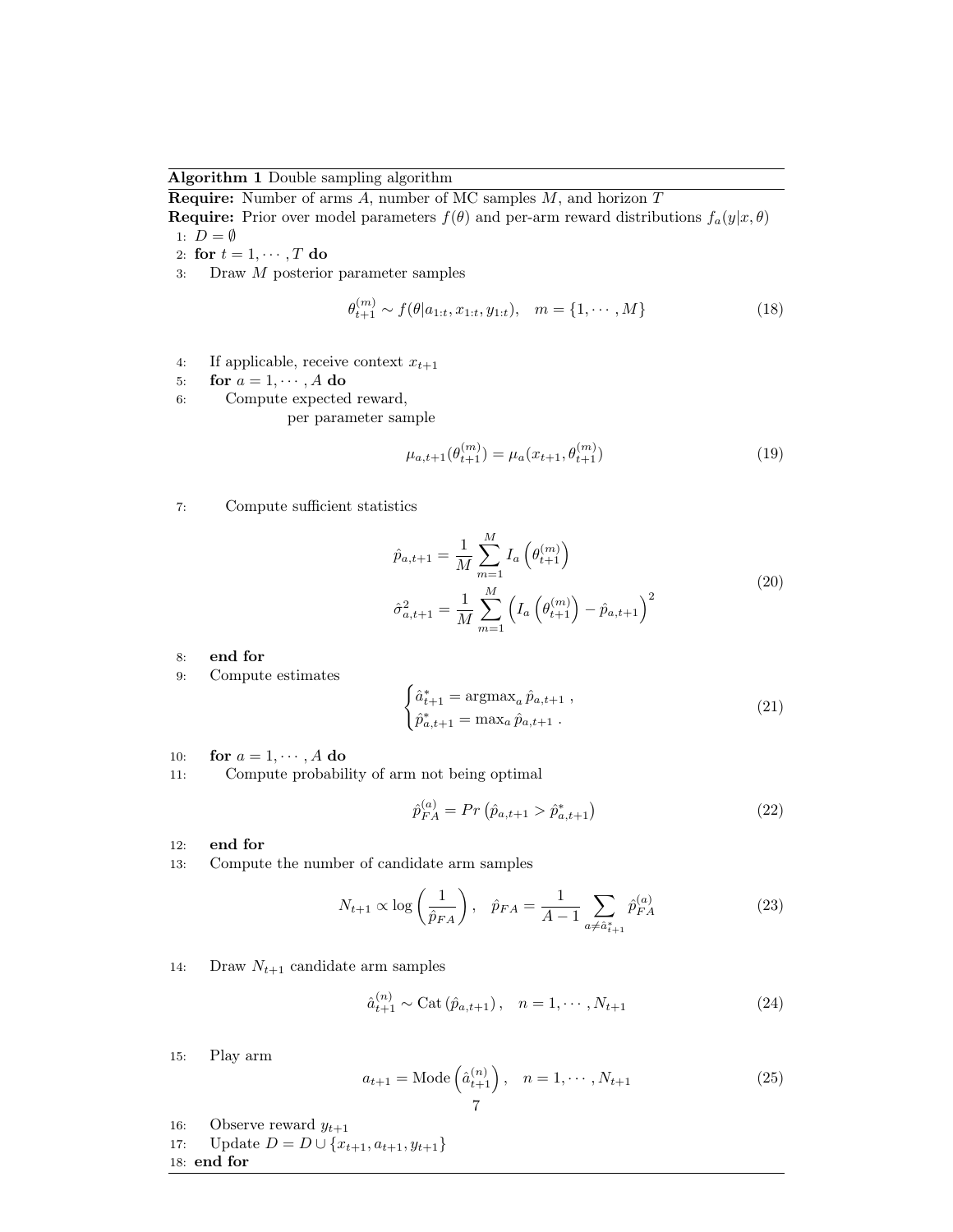**Algorithm 1** Double sampling algorithm

**Require:** Number of arms $A$, number of MC samples $M$, and horizon $T$

**Require:** Prior over model parameters $f(\theta)$ and per-arm reward distributions $f_a(y|x,\theta)$

1: $D = \emptyset$

2: **for** $t = 1, \cdots, T$ **do**

3: Draw $M$ posterior parameter samples

$$\theta_{t+1}^{(m)} \sim f(\theta|a_{1:t}, x_{1:t}, y_{1:t}), \quad m = \{1, \cdots, M\} \tag{18}$$

4: If applicable, receive context $x_{t+1}$

5: **for** $a = 1, \cdots, A$ **do**

6: Compute expected reward, per parameter sample

$$\mu_{a,t+1}(\theta_{t+1}^{(m)}) = \mu_a(x_{t+1}, \theta_{t+1}^{(m)}) \tag{19}$$

7: Compute sufficient statistics

$$\begin{aligned} \hat{p}_{a,t+1} &= \frac{1}{M}\sum_{m=1}^{M} I_a\left(\theta_{t+1}^{(m)}\right) \\ \hat{\sigma}_{a,t+1}^2 &= \frac{1}{M}\sum_{m=1}^{M}\left(I_a\left(\theta_{t+1}^{(m)}\right) - \hat{p}_{a,t+1}\right)^2 \end{aligned} \tag{20}$$

8: **end for**

9: Compute estimates

$$\begin{cases} \hat{a}_{t+1}^* = \operatorname{argmax}_a \hat{p}_{a,t+1} \ , \\ \hat{p}_{a,t+1}^* = \max_a \hat{p}_{a,t+1} \ . \end{cases} \tag{21}$$

10: **for** $a = 1, \cdots, A$ **do**

11: Compute probability of arm not being optimal

$$\hat{p}_{FA}^{(a)} = Pr\left(\hat{p}_{a,t+1} > \hat{p}_{a,t+1}^*\right) \tag{22}$$

12: **end for**

13: Compute the number of candidate arm samples

$$N_{t+1} \propto \log\left(\frac{1}{\hat{p}_{FA}}\right), \quad \hat{p}_{FA} = \frac{1}{A-1}\sum_{a \neq \hat{a}_{t+1}^*} \hat{p}_{FA}^{(a)} \tag{23}$$

14: Draw $N_{t+1}$ candidate arm samples

$$\hat{a}_{t+1}^{(n)} \sim \text{Cat}\left(\hat{p}_{a,t+1}\right), \quad n = 1, \cdots, N_{t+1} \tag{24}$$

15: Play arm

$$a_{t+1} = \text{Mode}\left(\hat{a}_{t+1}^{(n)}\right), \quad n = 1, \cdots, N_{t+1} \tag{25}$$

16: Observe reward $y_{t+1}$

17: Update $D = D \cup \{x_{t+1}, a_{t+1}, y_{t+1}\}$

18: **end for**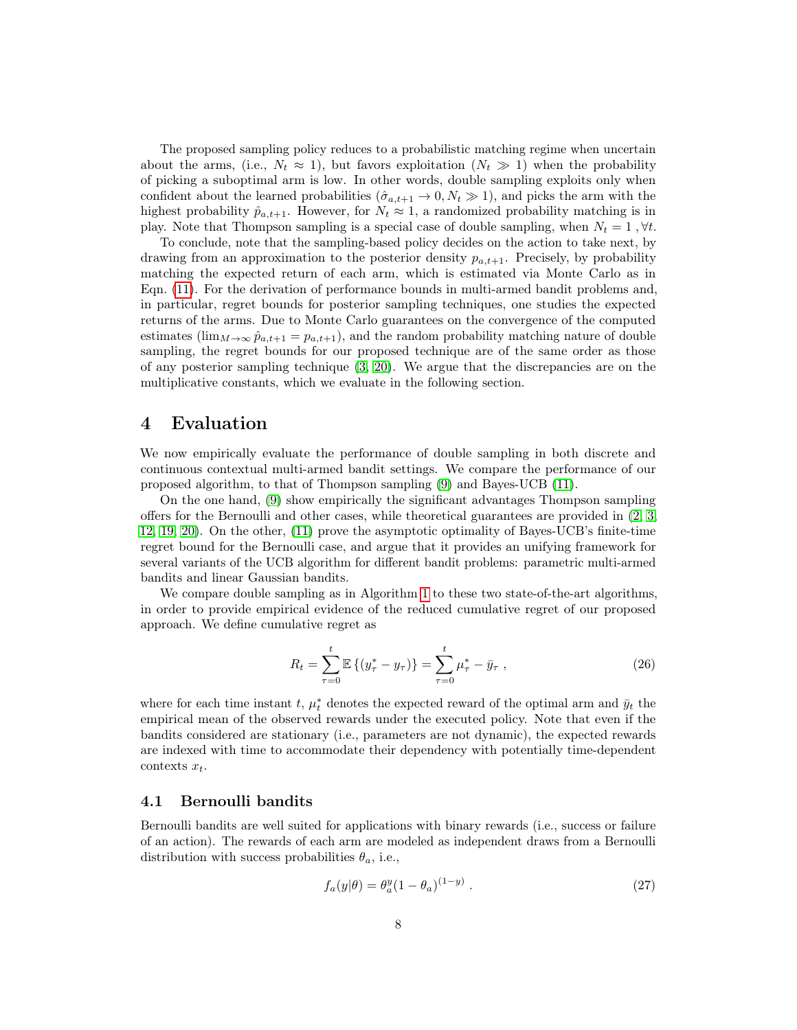The proposed sampling policy reduces to a probabilistic matching regime when uncertain about the arms, (i.e., $N_t \approx 1$), but favors exploitation ($N_t \gg 1$) when the probability of picking a suboptimal arm is low. In other words, double sampling exploits only when confident about the learned probabilities ($\hat{\sigma}_{a,t+1} \to 0, N_t \gg 1$), and picks the arm with the highest probability $\hat{p}_{a,t+1}$. However, for $N_t \approx 1$, a randomized probability matching is in play. Note that Thompson sampling is a special case of double sampling, when $N_t = 1\ , \forall t$.

To conclude, note that the sampling-based policy decides on the action to take next, by drawing from an approximation to the posterior density $p_{a,t+1}$. Precisely, by probability matching the expected return of each arm, which is estimated via Monte Carlo as in Eqn. (11). For the derivation of performance bounds in multi-armed bandit problems and, in particular, regret bounds for posterior sampling techniques, one studies the expected returns of the arms. Due to Monte Carlo guarantees on the convergence of the computed estimates ($\lim_{M\to\infty} \hat{p}_{a,t+1} = p_{a,t+1}$), and the random probability matching nature of double sampling, the regret bounds for our proposed technique are of the same order as those of any posterior sampling technique (3, 20). We argue that the discrepancies are on the multiplicative constants, which we evaluate in the following section.

# 4 Evaluation

We now empirically evaluate the performance of double sampling in both discrete and continuous contextual multi-armed bandit settings. We compare the performance of our proposed algorithm, to that of Thompson sampling (9) and Bayes-UCB (11).

On the one hand, (9) show empirically the significant advantages Thompson sampling offers for the Bernoulli and other cases, while theoretical guarantees are provided in (2, 3, 12, 19, 20). On the other, (11) prove the asymptotic optimality of Bayes-UCB's finite-time regret bound for the Bernoulli case, and argue that it provides an unifying framework for several variants of the UCB algorithm for different bandit problems: parametric multi-armed bandits and linear Gaussian bandits.

We compare double sampling as in Algorithm 1 to these two state-of-the-art algorithms, in order to provide empirical evidence of the reduced cumulative regret of our proposed approach. We define cumulative regret as

$$R_t = \sum_{\tau=0}^{t} \mathbb{E}\left\{(y_\tau^* - y_\tau)\right\} = \sum_{\tau=0}^{t} \mu_\tau^* - \bar{y}_\tau \ , \tag{26}$$

where for each time instant $t$, $\mu_t^*$ denotes the expected reward of the optimal arm and $\bar{y}_t$ the empirical mean of the observed rewards under the executed policy. Note that even if the bandits considered are stationary (i.e., parameters are not dynamic), the expected rewards are indexed with time to accommodate their dependency with potentially time-dependent contexts $x_t$.

## 4.1 Bernoulli bandits

Bernoulli bandits are well suited for applications with binary rewards (i.e., success or failure of an action). The rewards of each arm are modeled as independent draws from a Bernoulli distribution with success probabilities $\theta_a$, i.e.,

$$f_a(y|\theta) = \theta_a^y (1-\theta_a)^{(1-y)} \ . \tag{27}$$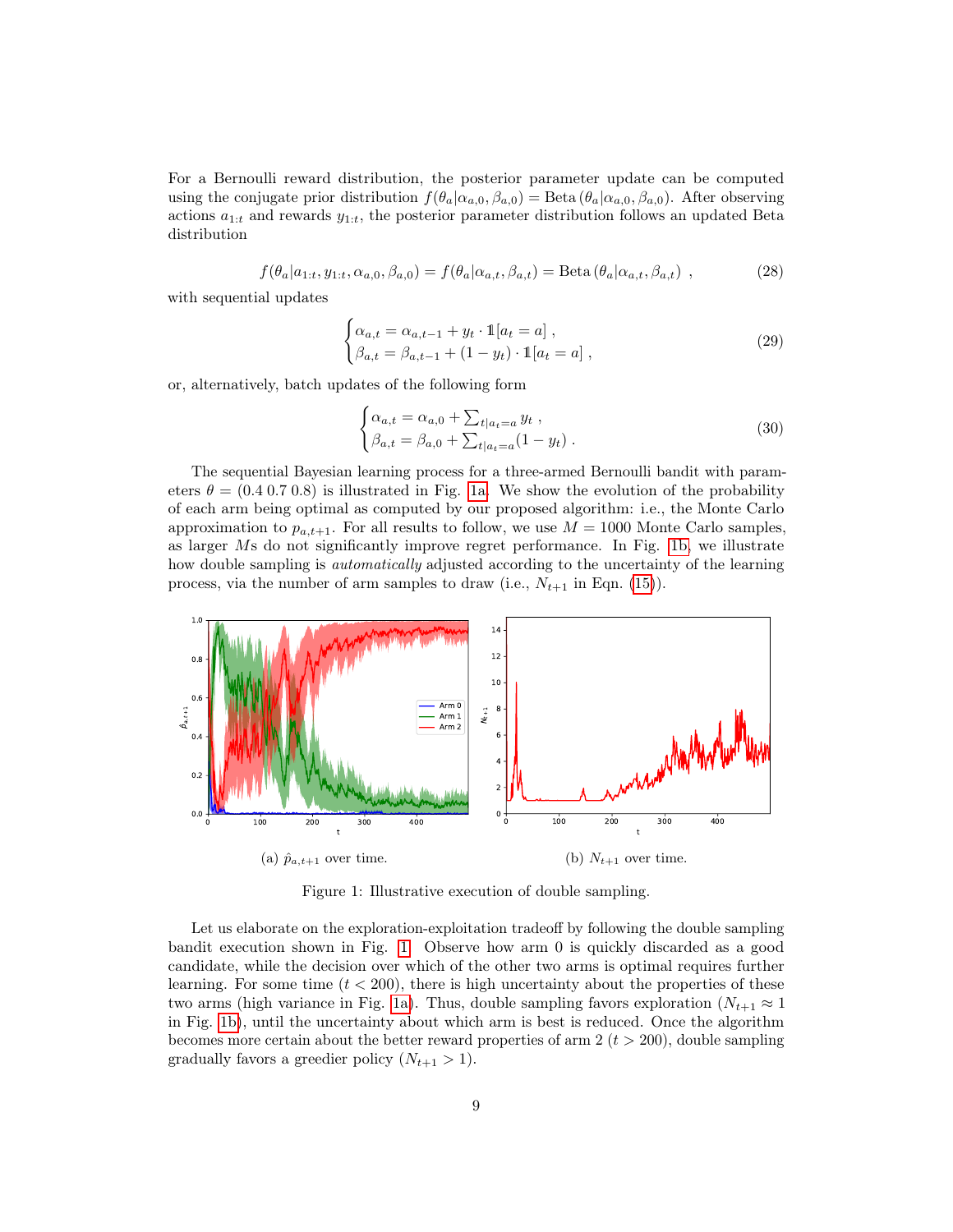For a Bernoulli reward distribution, the posterior parameter update can be computed using the conjugate prior distribution $f(\theta_a|\alpha_{a,0}, \beta_{a,0}) = \text{Beta}(\theta_a|\alpha_{a,0}, \beta_{a,0})$. After observing actions $a_{1:t}$ and rewards $y_{1:t}$, the posterior parameter distribution follows an updated Beta distribution

$$f(\theta_a|a_{1:t}, y_{1:t}, \alpha_{a,0}, \beta_{a,0}) = f(\theta_a|\alpha_{a,t}, \beta_{a,t}) = \text{Beta}(\theta_a|\alpha_{a,t}, \beta_{a,t}) \ , \tag{28}$$

with sequential updates

$$\begin{cases} \alpha_{a,t} = \alpha_{a,t-1} + y_t \cdot \mathbb{1}[a_t = a] \ , \\ \beta_{a,t} = \beta_{a,t-1} + (1 - y_t) \cdot \mathbb{1}[a_t = a] \ , \end{cases} \tag{29}$$

or, alternatively, batch updates of the following form

$$\begin{cases} \alpha_{a,t} = \alpha_{a,0} + \sum_{t|a_t=a} y_t \ , \\ \beta_{a,t} = \beta_{a,0} + \sum_{t|a_t=a} (1 - y_t) \ . \end{cases} \tag{30}$$

The sequential Bayesian learning process for a three-armed Bernoulli bandit with parameters $\theta = (0.4 \ 0.7 \ 0.8)$ is illustrated in Fig. 1a. We show the evolution of the probability of each arm being optimal as computed by our proposed algorithm: i.e., the Monte Carlo approximation to $p_{a,t+1}$. For all results to follow, we use $M = 1000$ Monte Carlo samples, as larger $M$s do not significantly improve regret performance. In Fig. 1b, we illustrate how double sampling is *automatically* adjusted according to the uncertainty of the learning process, via the number of arm samples to draw (i.e., $N_{t+1}$ in Eqn. (15)).

(a) $\hat{p}_{a,t+1}$ over time.

(b) $N_{t+1}$ over time.

Figure 1: Illustrative execution of double sampling.

Let us elaborate on the exploration-exploitation tradeoff by following the double sampling bandit execution shown in Fig. 1. Observe how arm 0 is quickly discarded as a good candidate, while the decision over which of the other two arms is optimal requires further learning. For some time ($t < 200$), there is high uncertainty about the properties of these two arms (high variance in Fig. 1a). Thus, double sampling favors exploration ($N_{t+1} \approx 1$ in Fig. 1b), until the uncertainty about which arm is best is reduced. Once the algorithm becomes more certain about the better reward properties of arm 2 ($t > 200$), double sampling gradually favors a greedier policy ($N_{t+1} > 1$).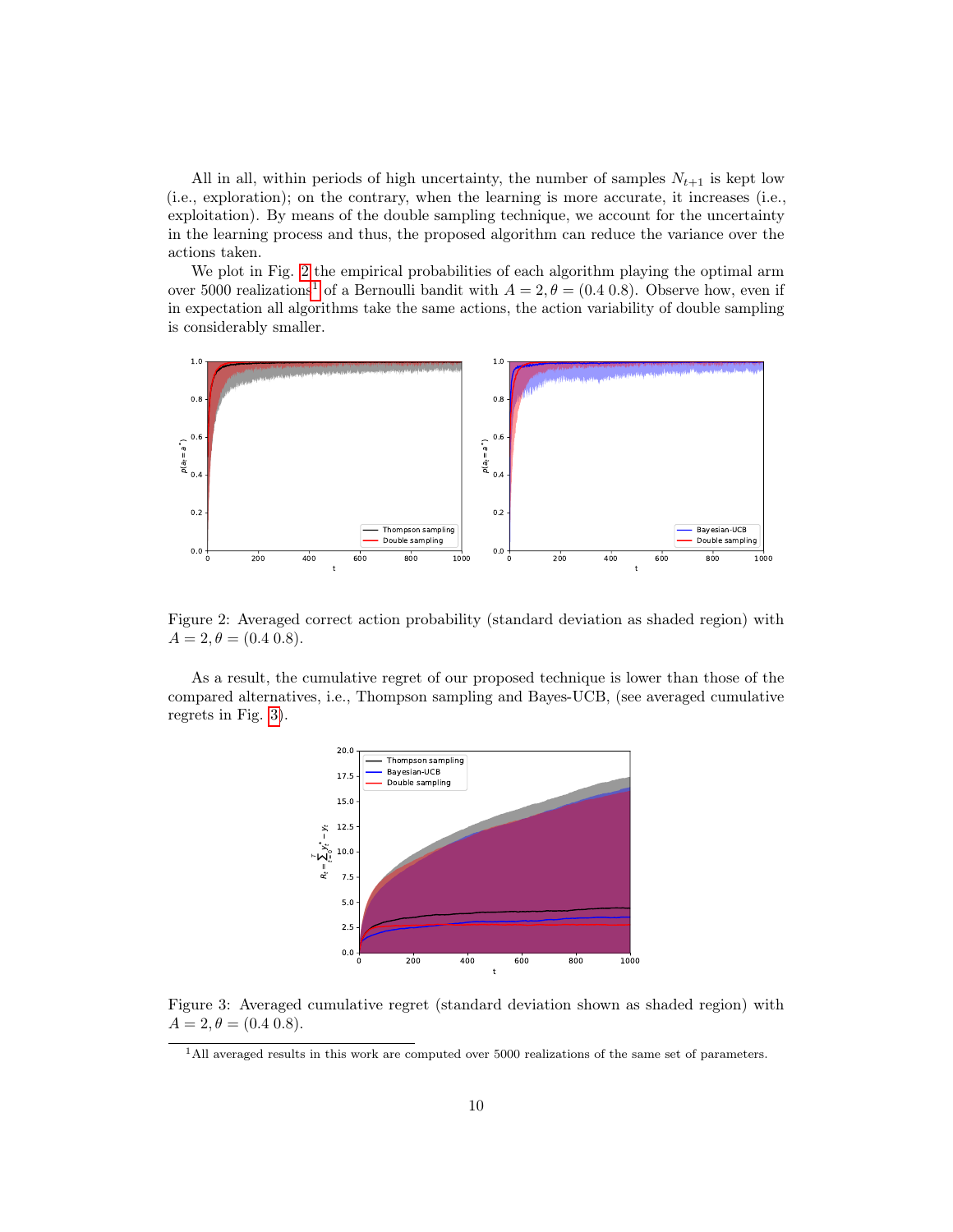All in all, within periods of high uncertainty, the number of samples $N_{t+1}$ is kept low (i.e., exploration); on the contrary, when the learning is more accurate, it increases (i.e., exploitation). By means of the double sampling technique, we account for the uncertainty in the learning process and thus, the proposed algorithm can reduce the variance over the actions taken.

We plot in Fig. 2 the empirical probabilities of each algorithm playing the optimal arm over 5000 realizations[1] of a Bernoulli bandit with $A = 2, \theta = (0.4\ 0.8)$. Observe how, even if in expectation all algorithms take the same actions, the action variability of double sampling is considerably smaller.

Figure 2: Averaged correct action probability (standard deviation as shaded region) with $A = 2, \theta = (0.4\ 0.8)$.

As a result, the cumulative regret of our proposed technique is lower than those of the compared alternatives, i.e., Thompson sampling and Bayes-UCB, (see averaged cumulative regrets in Fig. 3).

Figure 3: Averaged cumulative regret (standard deviation shown as shaded region) with $A = 2, \theta = (0.4\ 0.8)$.

[1] All averaged results in this work are computed over 5000 realizations of the same set of parameters.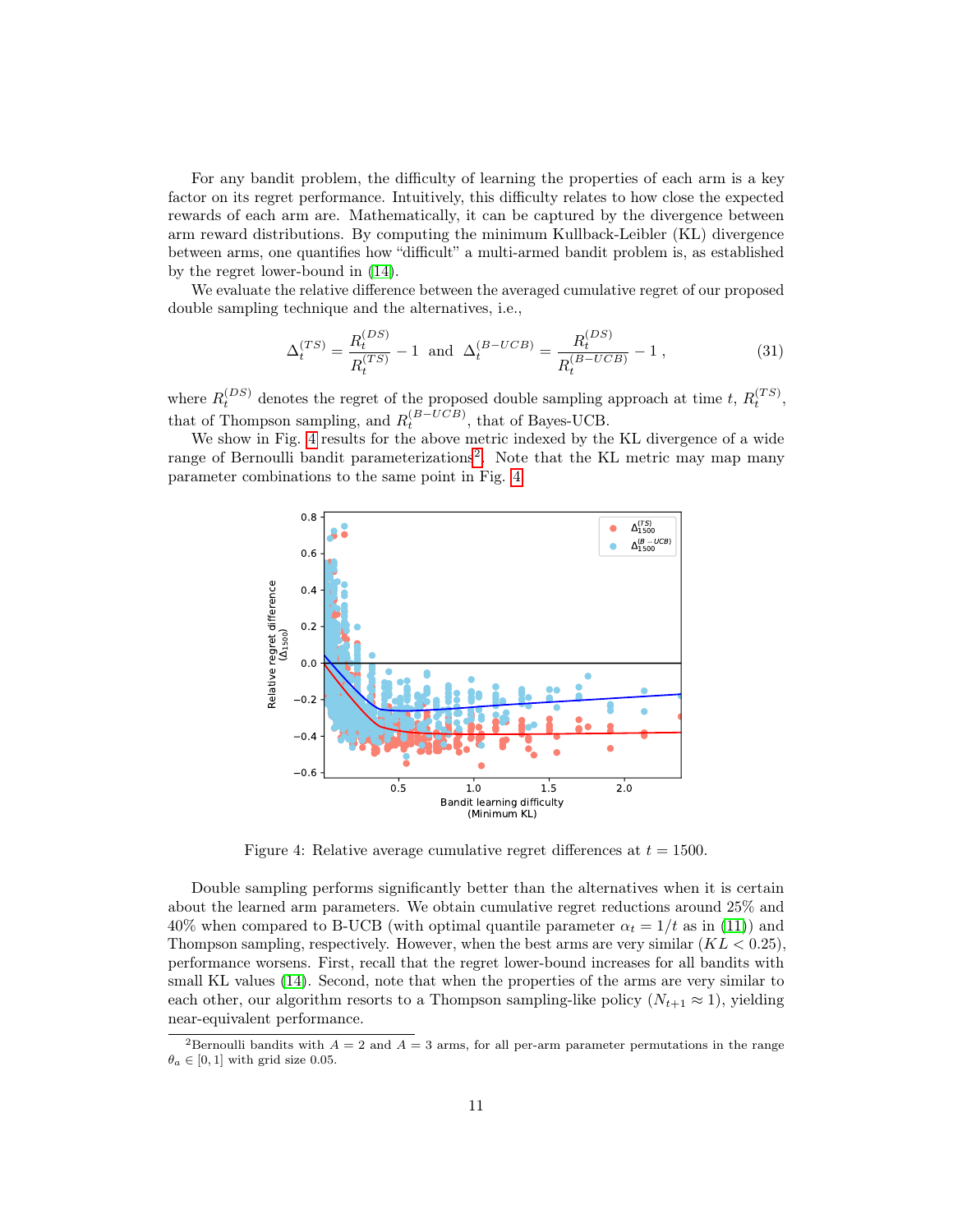For any bandit problem, the difficulty of learning the properties of each arm is a key factor on its regret performance. Intuitively, this difficulty relates to how close the expected rewards of each arm are. Mathematically, it can be captured by the divergence between arm reward distributions. By computing the minimum Kullback-Leibler (KL) divergence between arms, one quantifies how "difficult" a multi-armed bandit problem is, as established by the regret lower-bound in (14).

We evaluate the relative difference between the averaged cumulative regret of our proposed double sampling technique and the alternatives, i.e.,

$$\Delta_t^{(TS)} = \frac{R_t^{(DS)}}{R_t^{(TS)}} - 1 \text{ and } \Delta_t^{(B-UCB)} = \frac{R_t^{(DS)}}{R_t^{(B-UCB)}} - 1 , \tag{31}$$

where $R_t^{(DS)}$ denotes the regret of the proposed double sampling approach at time $t$, $R_t^{(TS)}$, that of Thompson sampling, and $R_t^{(B-UCB)}$, that of Bayes-UCB.

We show in Fig. 4 results for the above metric indexed by the KL divergence of a wide range of Bernoulli bandit parameterizations[2]. Note that the KL metric may map many parameter combinations to the same point in Fig. 4.

Figure 4: Relative average cumulative regret differences at $t = 1500$.

Double sampling performs significantly better than the alternatives when it is certain about the learned arm parameters. We obtain cumulative regret reductions around 25% and 40% when compared to B-UCB (with optimal quantile parameter $\alpha_t = 1/t$ as in (11)) and Thompson sampling, respectively. However, when the best arms are very similar ($KL < 0.25$), performance worsens. First, recall that the regret lower-bound increases for all bandits with small KL values (14). Second, note that when the properties of the arms are very similar to each other, our algorithm resorts to a Thompson sampling-like policy ($N_{t+1} \approx 1$), yielding near-equivalent performance.

[2]Bernoulli bandits with $A = 2$ and $A = 3$ arms, for all per-arm parameter permutations in the range $\theta_a \in [0, 1]$ with grid size 0.05.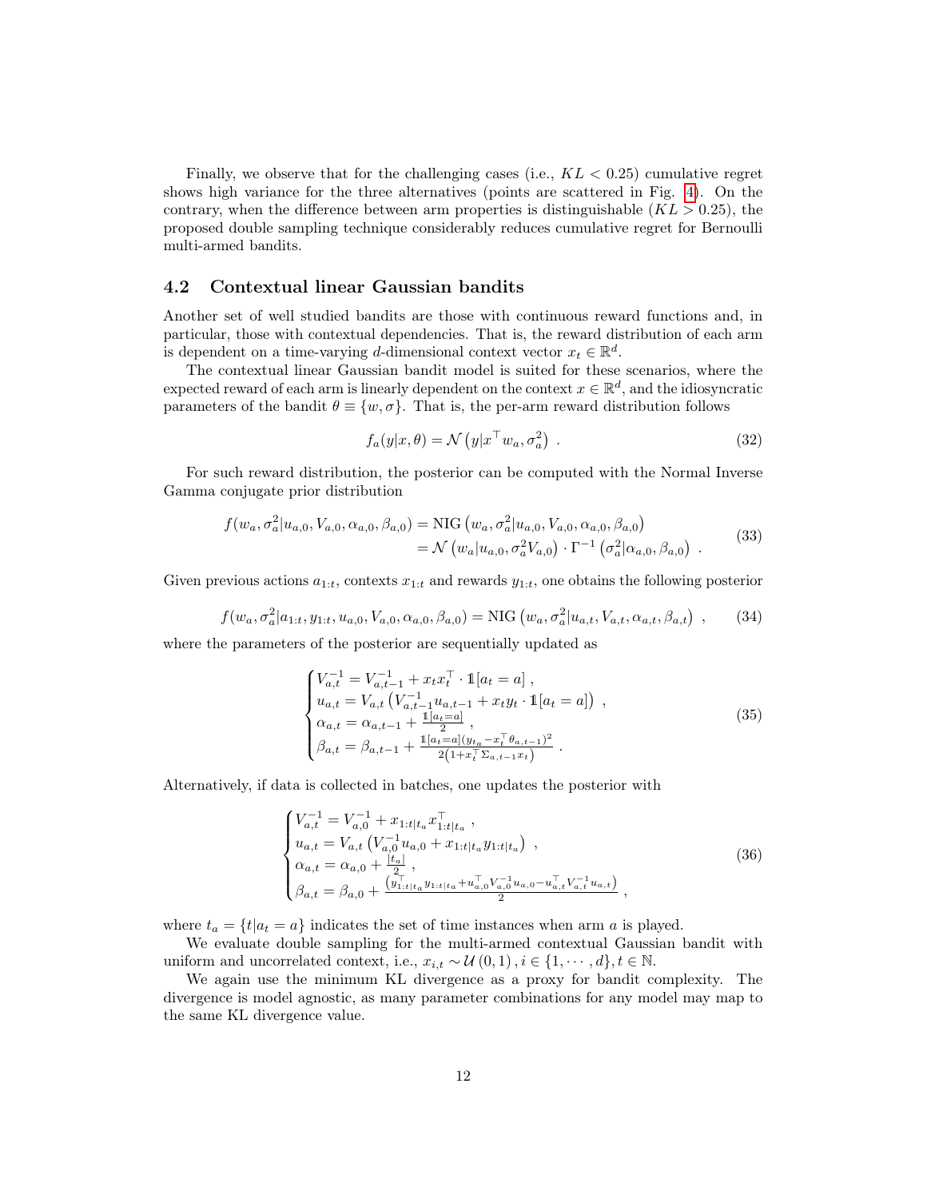Finally, we observe that for the challenging cases (i.e., $KL < 0.25$) cumulative regret shows high variance for the three alternatives (points are scattered in Fig. 4). On the contrary, when the difference between arm properties is distinguishable ($KL > 0.25$), the proposed double sampling technique considerably reduces cumulative regret for Bernoulli multi-armed bandits.

### 4.2 Contextual linear Gaussian bandits

Another set of well studied bandits are those with continuous reward functions and, in particular, those with contextual dependencies. That is, the reward distribution of each arm is dependent on a time-varying $d$-dimensional context vector $x_t \in \mathbb{R}^d$.

The contextual linear Gaussian bandit model is suited for these scenarios, where the expected reward of each arm is linearly dependent on the context $x \in \mathbb{R}^d$, and the idiosyncratic parameters of the bandit $\theta \equiv \{w, \sigma\}$. That is, the per-arm reward distribution follows

$$f_a(y|x, \theta) = \mathcal{N}\left(y|x^\top w_a, \sigma_a^2\right) \ . \tag{32}$$

For such reward distribution, the posterior can be computed with the Normal Inverse Gamma conjugate prior distribution

$$\begin{aligned} f(w_a, \sigma_a^2|u_{a,0}, V_{a,0}, \alpha_{a,0}, \beta_{a,0}) &= \mathrm{NIG}\left(w_a, \sigma_a^2|u_{a,0}, V_{a,0}, \alpha_{a,0}, \beta_{a,0}\right) \\ &= \mathcal{N}\left(w_a|u_{a,0}, \sigma_a^2 V_{a,0}\right) \cdot \Gamma^{-1}\left(\sigma_a^2|\alpha_{a,0}, \beta_{a,0}\right) \ . \end{aligned} \tag{33}$$

Given previous actions $a_{1:t}$, contexts $x_{1:t}$ and rewards $y_{1:t}$, one obtains the following posterior

$$f(w_a, \sigma_a^2|a_{1:t}, y_{1:t}, u_{a,0}, V_{a,0}, \alpha_{a,0}, \beta_{a,0}) = \mathrm{NIG}\left(w_a, \sigma_a^2|u_{a,t}, V_{a,t}, \alpha_{a,t}, \beta_{a,t}\right) \ , \tag{34}$$

where the parameters of the posterior are sequentially updated as

$$\begin{cases} V_{a,t}^{-1} = V_{a,t-1}^{-1} + x_t x_t^\top \cdot \mathbb{1}[a_t = a] \ , \\ u_{a,t} = V_{a,t}\left(V_{a,t-1}^{-1} u_{a,t-1} + x_t y_t \cdot \mathbb{1}[a_t = a]\right) \ , \\ \alpha_{a,t} = \alpha_{a,t-1} + \frac{\mathbb{1}[a_t = a]}{2} \ , \\ \beta_{a,t} = \beta_{a,t-1} + \frac{\mathbb{1}[a_t = a](y_{t_a} - x_t^\top \theta_{a,t-1})^2}{2\left(1 + x_t^\top \Sigma_{a,t-1} x_t\right)} \ . \end{cases} \tag{35}$$

Alternatively, if data is collected in batches, one updates the posterior with

$$\begin{cases} V_{a,t}^{-1} = V_{a,0}^{-1} + x_{1:t|t_a} x_{1:t|t_a}^\top \ , \\ u_{a,t} = V_{a,t}\left(V_{a,0}^{-1} u_{a,0} + x_{1:t|t_a} y_{1:t|t_a}\right) \ , \\ \alpha_{a,t} = \alpha_{a,0} + \frac{|t_a|}{2} \ , \\ \beta_{a,t} = \beta_{a,0} + \frac{\left(y_{1:t|t_a}^\top y_{1:t|t_a} + u_{a,0}^\top V_{a,0}^{-1} u_{a,0} - u_{a,t}^\top V_{a,t}^{-1} u_{a,t}\right)}{2} \ , \end{cases} \tag{36}$$

where $t_a = \{t|a_t = a\}$ indicates the set of time instances when arm $a$ is played.

We evaluate double sampling for the multi-armed contextual Gaussian bandit with uniform and uncorrelated context, i.e., $x_{i,t} \sim \mathcal{U}\left(0, 1\right), i \in \{1, \cdots, d\}, t \in \mathbb{N}$.

We again use the minimum KL divergence as a proxy for bandit complexity. The divergence is model agnostic, as many parameter combinations for any model may map to the same KL divergence value.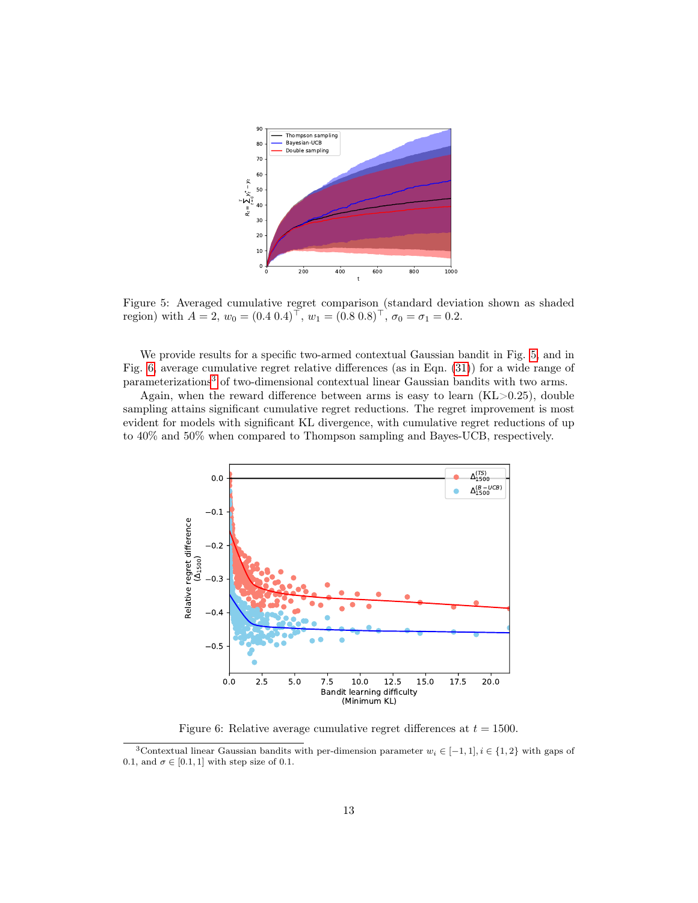Figure 5: Averaged cumulative regret comparison (standard deviation shown as shaded region) with $A = 2$, $w_0 = (0.4\ 0.4)^\top$, $w_1 = (0.8\ 0.8)^\top$, $\sigma_0 = \sigma_1 = 0.2$.

We provide results for a specific two-armed contextual Gaussian bandit in Fig. 5, and in Fig. 6, average cumulative regret relative differences (as in Eqn. (31)) for a wide range of parameterizations[3] of two-dimensional contextual linear Gaussian bandits with two arms.

Again, when the reward difference between arms is easy to learn (KL>0.25), double sampling attains significant cumulative regret reductions. The regret improvement is most evident for models with significant KL divergence, with cumulative regret reductions of up to 40% and 50% when compared to Thompson sampling and Bayes-UCB, respectively.

Figure 6: Relative average cumulative regret differences at $t = 1500$.

[3]Contextual linear Gaussian bandits with per-dimension parameter $w_i \in [-1, 1], i \in \{1, 2\}$ with gaps of 0.1, and $\sigma \in [0.1, 1]$ with step size of 0.1.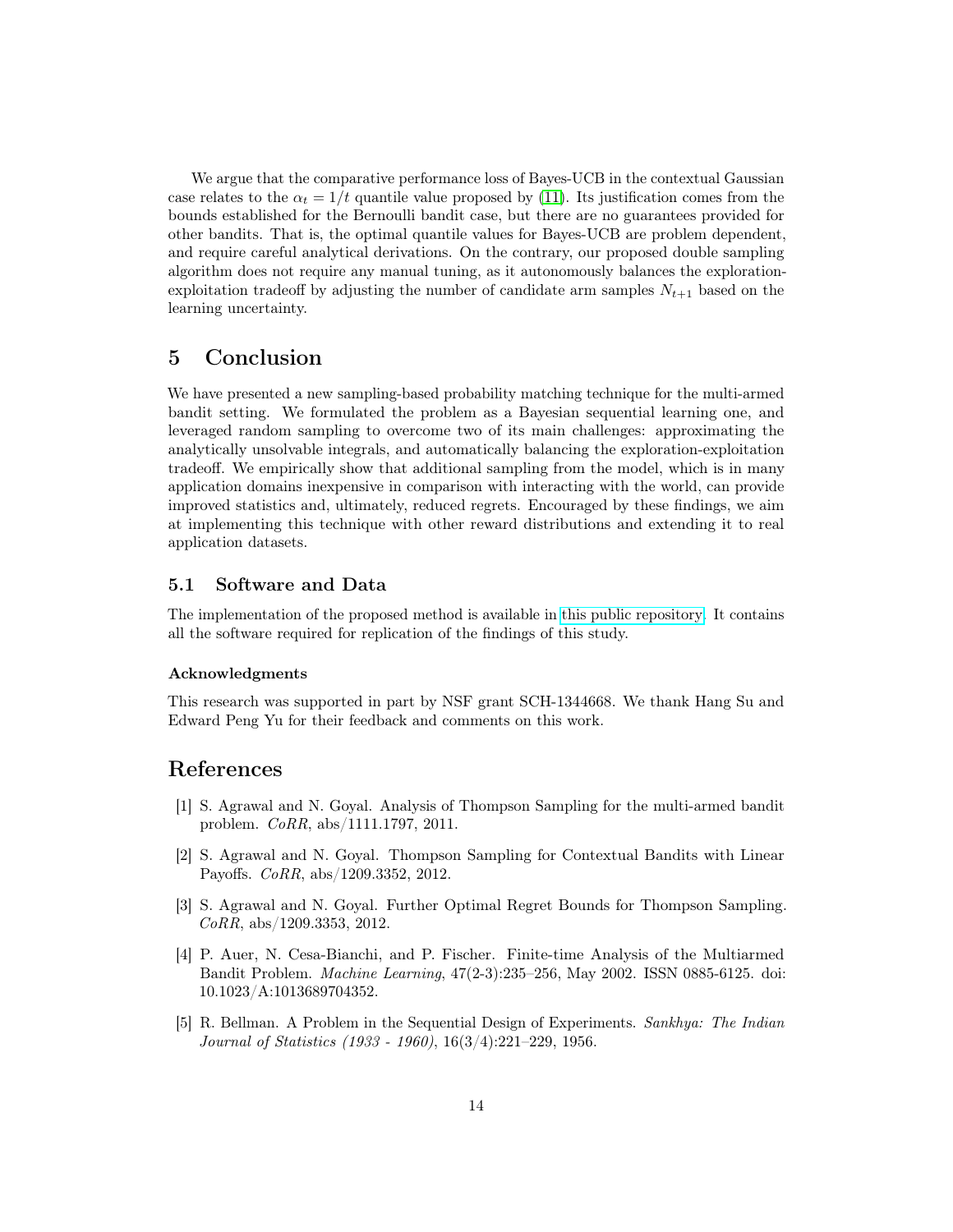We argue that the comparative performance loss of Bayes-UCB in the contextual Gaussian case relates to the $\alpha_t = 1/t$ quantile value proposed by [11]. Its justification comes from the bounds established for the Bernoulli bandit case, but there are no guarantees provided for other bandits. That is, the optimal quantile values for Bayes-UCB are problem dependent, and require careful analytical derivations. On the contrary, our proposed double sampling algorithm does not require any manual tuning, as it autonomously balances the exploration-exploitation tradeoff by adjusting the number of candidate arm samples $N_{t+1}$ based on the learning uncertainty.

# 5 Conclusion

We have presented a new sampling-based probability matching technique for the multi-armed bandit setting. We formulated the problem as a Bayesian sequential learning one, and leveraged random sampling to overcome two of its main challenges: approximating the analytically unsolvable integrals, and automatically balancing the exploration-exploitation tradeoff. We empirically show that additional sampling from the model, which is in many application domains inexpensive in comparison with interacting with the world, can provide improved statistics and, ultimately, reduced regrets. Encouraged by these findings, we aim at implementing this technique with other reward distributions and extending it to real application datasets.

## 5.1 Software and Data

The implementation of the proposed method is available in this public repository. It contains all the software required for replication of the findings of this study.

### Acknowledgments

This research was supported in part by NSF grant SCH-1344668. We thank Hang Su and Edward Peng Yu for their feedback and comments on this work.

# References

[1] S. Agrawal and N. Goyal. Analysis of Thompson Sampling for the multi-armed bandit problem. *CoRR*, abs/1111.1797, 2011.

[2] S. Agrawal and N. Goyal. Thompson Sampling for Contextual Bandits with Linear Payoffs. *CoRR*, abs/1209.3352, 2012.

[3] S. Agrawal and N. Goyal. Further Optimal Regret Bounds for Thompson Sampling. *CoRR*, abs/1209.3353, 2012.

[4] P. Auer, N. Cesa-Bianchi, and P. Fischer. Finite-time Analysis of the Multiarmed Bandit Problem. *Machine Learning*, 47(2-3):235–256, May 2002. ISSN 0885-6125. doi: 10.1023/A:1013689704352.

[5] R. Bellman. A Problem in the Sequential Design of Experiments. *Sankhya: The Indian Journal of Statistics (1933 - 1960)*, 16(3/4):221–229, 1956.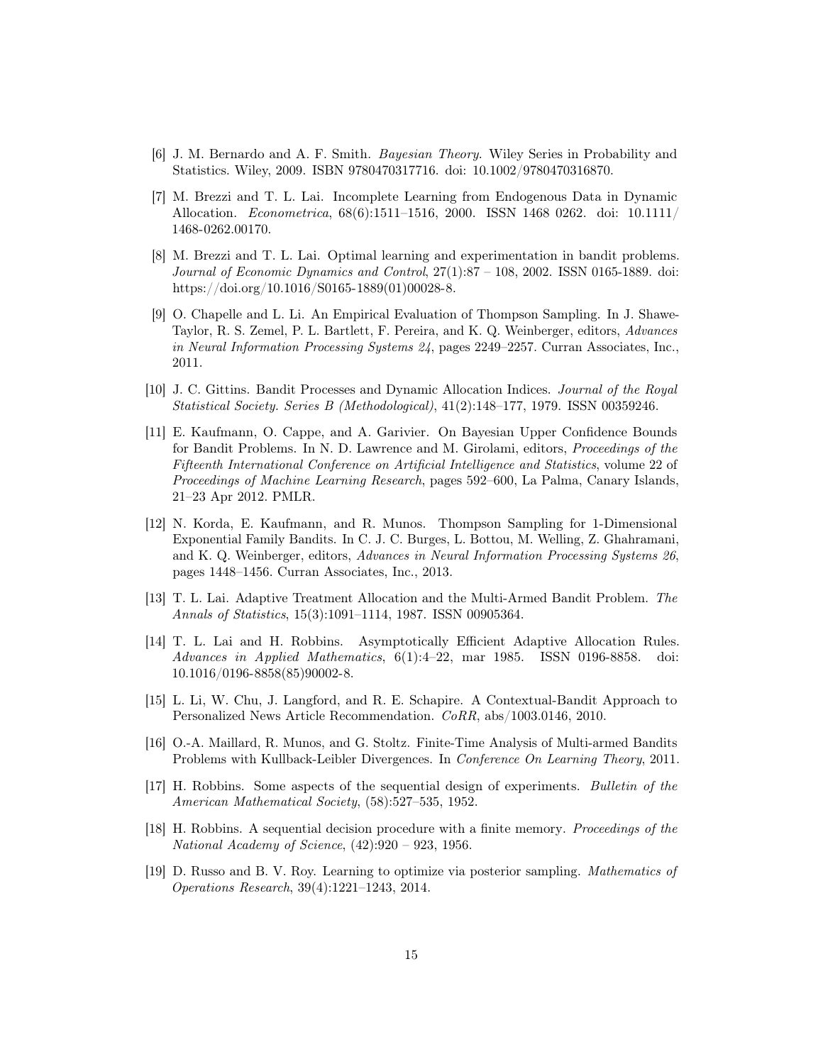[6] J. M. Bernardo and A. F. Smith. *Bayesian Theory*. Wiley Series in Probability and Statistics. Wiley, 2009. ISBN 9780470317716. doi: 10.1002/9780470316870.

[7] M. Brezzi and T. L. Lai. Incomplete Learning from Endogenous Data in Dynamic Allocation. *Econometrica*, 68(6):1511–1516, 2000. ISSN 1468 0262. doi: 10.1111/1468-0262.00170.

[8] M. Brezzi and T. L. Lai. Optimal learning and experimentation in bandit problems. *Journal of Economic Dynamics and Control*, 27(1):87 – 108, 2002. ISSN 0165-1889. doi: https://doi.org/10.1016/S0165-1889(01)00028-8.

[9] O. Chapelle and L. Li. An Empirical Evaluation of Thompson Sampling. In J. Shawe-Taylor, R. S. Zemel, P. L. Bartlett, F. Pereira, and K. Q. Weinberger, editors, *Advances in Neural Information Processing Systems 24*, pages 2249–2257. Curran Associates, Inc., 2011.

[10] J. C. Gittins. Bandit Processes and Dynamic Allocation Indices. *Journal of the Royal Statistical Society. Series B (Methodological)*, 41(2):148–177, 1979. ISSN 00359246.

[11] E. Kaufmann, O. Cappe, and A. Garivier. On Bayesian Upper Confidence Bounds for Bandit Problems. In N. D. Lawrence and M. Girolami, editors, *Proceedings of the Fifteenth International Conference on Artificial Intelligence and Statistics*, volume 22 of *Proceedings of Machine Learning Research*, pages 592–600, La Palma, Canary Islands, 21–23 Apr 2012. PMLR.

[12] N. Korda, E. Kaufmann, and R. Munos. Thompson Sampling for 1-Dimensional Exponential Family Bandits. In C. J. C. Burges, L. Bottou, M. Welling, Z. Ghahramani, and K. Q. Weinberger, editors, *Advances in Neural Information Processing Systems 26*, pages 1448–1456. Curran Associates, Inc., 2013.

[13] T. L. Lai. Adaptive Treatment Allocation and the Multi-Armed Bandit Problem. *The Annals of Statistics*, 15(3):1091–1114, 1987. ISSN 00905364.

[14] T. L. Lai and H. Robbins. Asymptotically Efficient Adaptive Allocation Rules. *Advances in Applied Mathematics*, 6(1):4–22, mar 1985. ISSN 0196-8858. doi: 10.1016/0196-8858(85)90002-8.

[15] L. Li, W. Chu, J. Langford, and R. E. Schapire. A Contextual-Bandit Approach to Personalized News Article Recommendation. *CoRR*, abs/1003.0146, 2010.

[16] O.-A. Maillard, R. Munos, and G. Stoltz. Finite-Time Analysis of Multi-armed Bandits Problems with Kullback-Leibler Divergences. In *Conference On Learning Theory*, 2011.

[17] H. Robbins. Some aspects of the sequential design of experiments. *Bulletin of the American Mathematical Society*, (58):527–535, 1952.

[18] H. Robbins. A sequential decision procedure with a finite memory. *Proceedings of the National Academy of Science*, (42):920 – 923, 1956.

[19] D. Russo and B. V. Roy. Learning to optimize via posterior sampling. *Mathematics of Operations Research*, 39(4):1221–1243, 2014.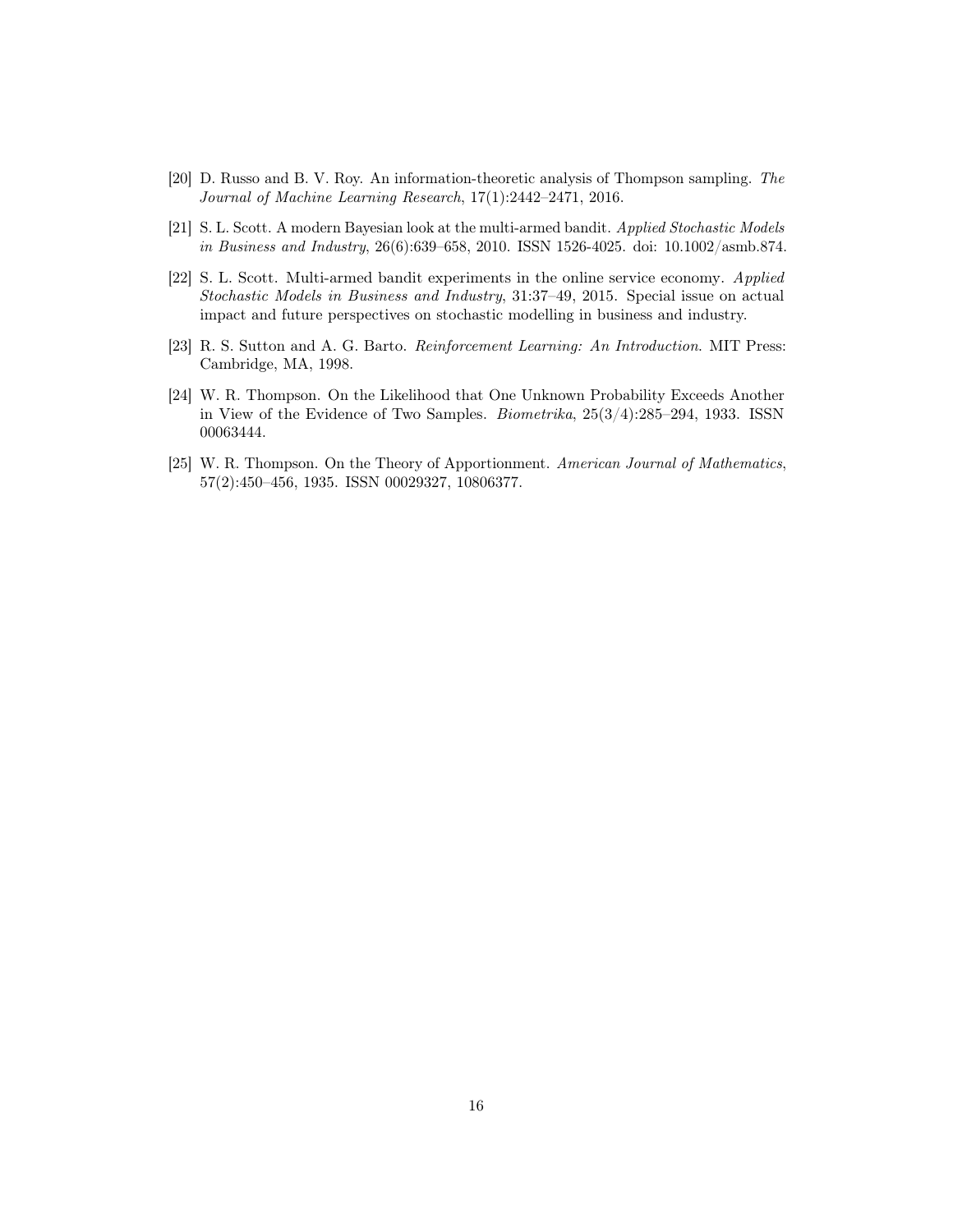[20] D. Russo and B. V. Roy. An information-theoretic analysis of Thompson sampling. *The Journal of Machine Learning Research*, 17(1):2442–2471, 2016.

[21] S. L. Scott. A modern Bayesian look at the multi-armed bandit. *Applied Stochastic Models in Business and Industry*, 26(6):639–658, 2010. ISSN 1526-4025. doi: 10.1002/asmb.874.

[22] S. L. Scott. Multi-armed bandit experiments in the online service economy. *Applied Stochastic Models in Business and Industry*, 31:37–49, 2015. Special issue on actual impact and future perspectives on stochastic modelling in business and industry.

[23] R. S. Sutton and A. G. Barto. *Reinforcement Learning: An Introduction*. MIT Press: Cambridge, MA, 1998.

[24] W. R. Thompson. On the Likelihood that One Unknown Probability Exceeds Another in View of the Evidence of Two Samples. *Biometrika*, 25(3/4):285–294, 1933. ISSN 00063444.

[25] W. R. Thompson. On the Theory of Apportionment. *American Journal of Mathematics*, 57(2):450–456, 1935. ISSN 00029327, 10806377.